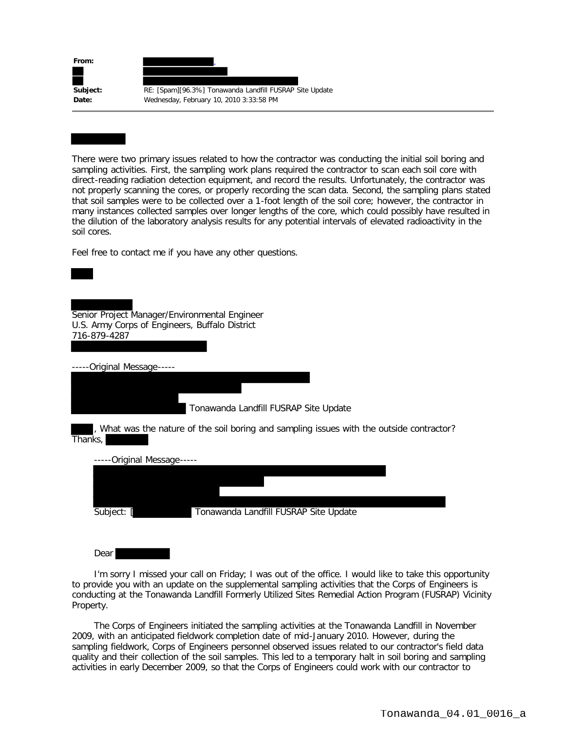**From:**

**Subject:** RE: [Spam][96.3%] Tonawanda Landfill FUSRAP Site Update

**Date:** Wednesday, February 10, 2010 3:33:58 PM

---

There were two primary issues related to how the contractor was conducting the initial soil boring and sampling activities. First, the sampling work plans required the contractor to scan each soil core with direct-reading radiation detection equipment, and record the results. Unfortunately, the contractor was not properly scanning the cores, or properly recording the scan data. Second, the sampling plans stated that soil samples were to be collected over a 1-foot length of the soil core; however, the contractor in many instances collected samples over longer lengths of the core, which could possibly have resulted in the dilution of the laboratory analysis results for any potential intervals of elevated radioactivity in the soil cores.

Feel free to contact me if you have any other questions.

Senior Project Manager/Environmental Engineer
U.S. Army Corps of Engineers, Buffalo District
716-879-4287

-----Original Message-----

Tonawanda Landfill FUSRAP Site Update

, What was the nature of the soil boring and sampling issues with the outside contractor?
Thanks,

-----Original Message-----

Subject: [ Tonawanda Landfill FUSRAP Site Update

Dear

I'm sorry I missed your call on Friday; I was out of the office. I would like to take this opportunity to provide you with an update on the supplemental sampling activities that the Corps of Engineers is conducting at the Tonawanda Landfill Formerly Utilized Sites Remedial Action Program (FUSRAP) Vicinity Property.

The Corps of Engineers initiated the sampling activities at the Tonawanda Landfill in November 2009, with an anticipated fieldwork completion date of mid-January 2010. However, during the sampling fieldwork, Corps of Engineers personnel observed issues related to our contractor's field data quality and their collection of the soil samples. This led to a temporary halt in soil boring and sampling activities in early December 2009, so that the Corps of Engineers could work with our contractor to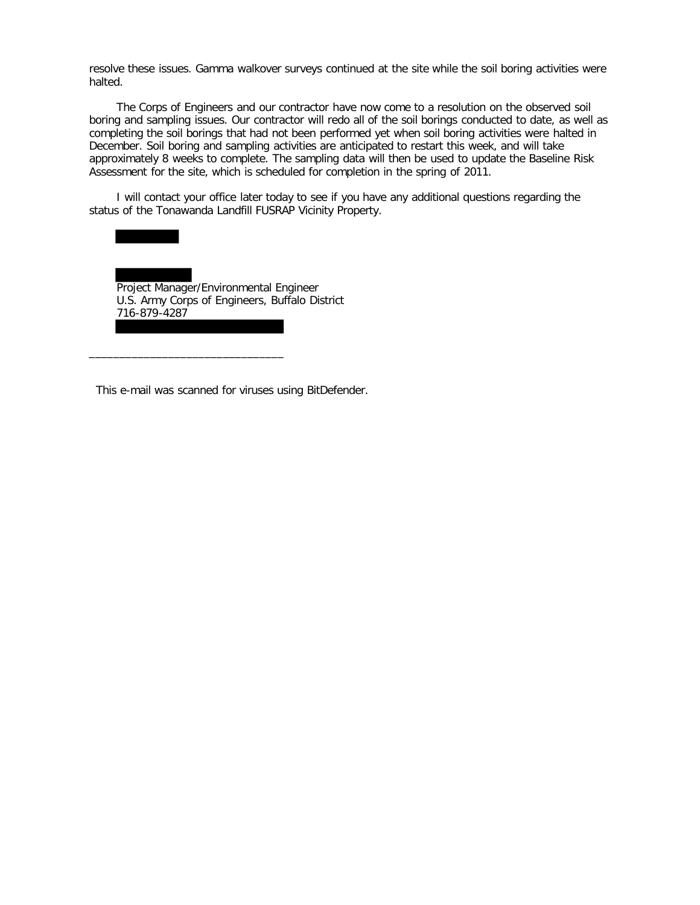resolve these issues. Gamma walkover surveys continued at the site while the soil boring activities were halted.

The Corps of Engineers and our contractor have now come to a resolution on the observed soil boring and sampling issues. Our contractor will redo all of the soil borings conducted to date, as well as completing the soil borings that had not been performed yet when soil boring activities were halted in December. Soil boring and sampling activities are anticipated to restart this week, and will take approximately 8 weeks to complete. The sampling data will then be used to update the Baseline Risk Assessment for the site, which is scheduled for completion in the spring of 2011.

I will contact your office later today to see if you have any additional questions regarding the status of the Tonawanda Landfill FUSRAP Vicinity Property.

Project Manager/Environmental Engineer
U.S. Army Corps of Engineers, Buffalo District
716-879-4287

---

This e-mail was scanned for viruses using BitDefender.